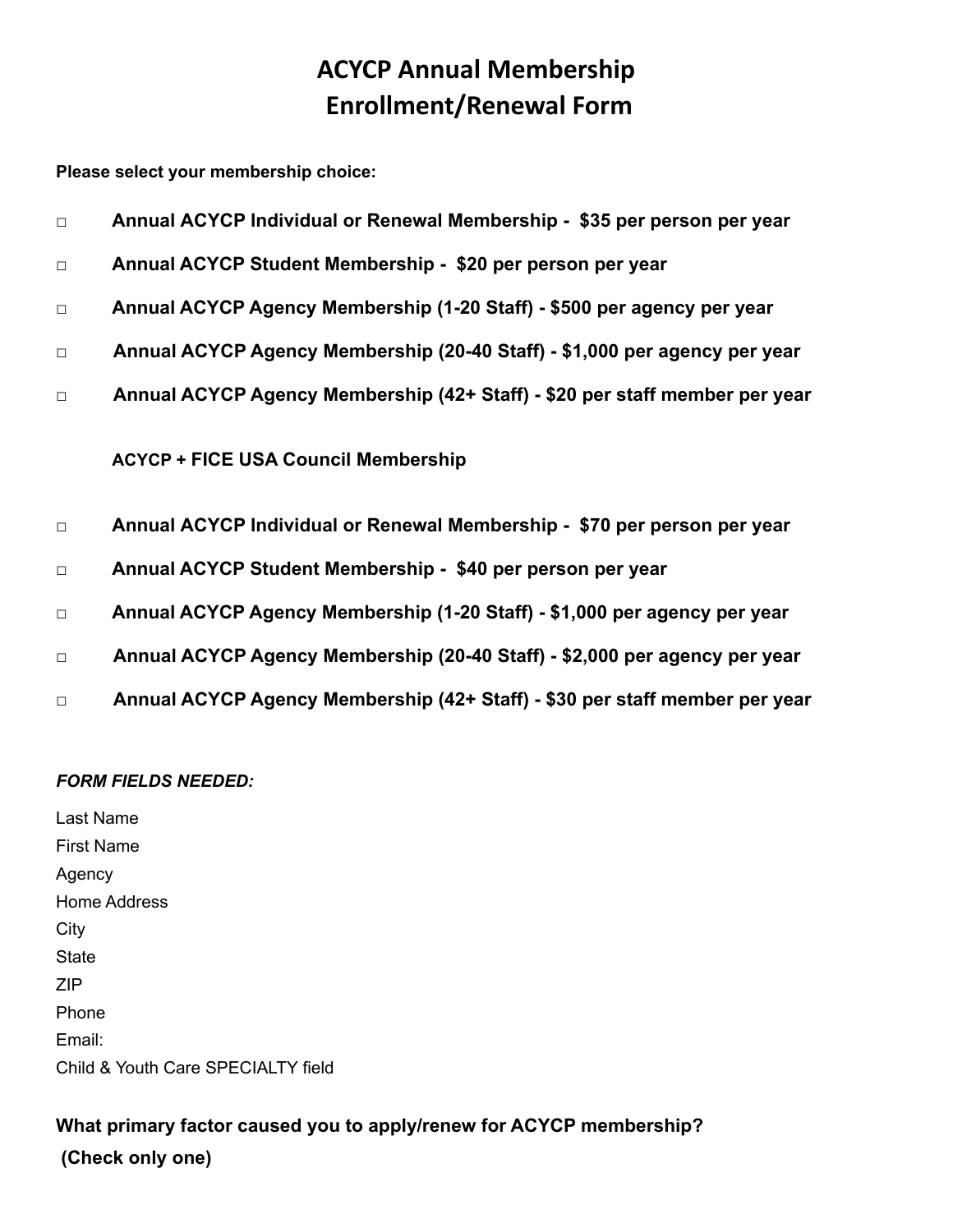# ACYCP Annual Membership Enrollment/Renewal Form

**Please select your membership choice:**

□ **Annual ACYCP Individual or Renewal Membership - $35 per person per year**

□ **Annual ACYCP Student Membership - $20 per person per year**

□ **Annual ACYCP Agency Membership (1-20 Staff) - $500 per agency per year**

□ **Annual ACYCP Agency Membership (20-40 Staff) - $1,000 per agency per year**

□ **Annual ACYCP Agency Membership (42+ Staff) - $20 per staff member per year**

**ACYCP + FICE USA Council Membership**

□ **Annual ACYCP Individual or Renewal Membership - $70 per person per year**

□ **Annual ACYCP Student Membership - $40 per person per year**

□ **Annual ACYCP Agency Membership (1-20 Staff) - $1,000 per agency per year**

□ **Annual ACYCP Agency Membership (20-40 Staff) - $2,000 per agency per year**

□ **Annual ACYCP Agency Membership (42+ Staff) - $30 per staff member per year**

***FORM FIELDS NEEDED:***

Last Name
First Name
Agency
Home Address
City
State
ZIP
Phone
Email:
Child & Youth Care SPECIALTY field

**What primary factor caused you to apply/renew for ACYCP membership?**
**(Check only one)**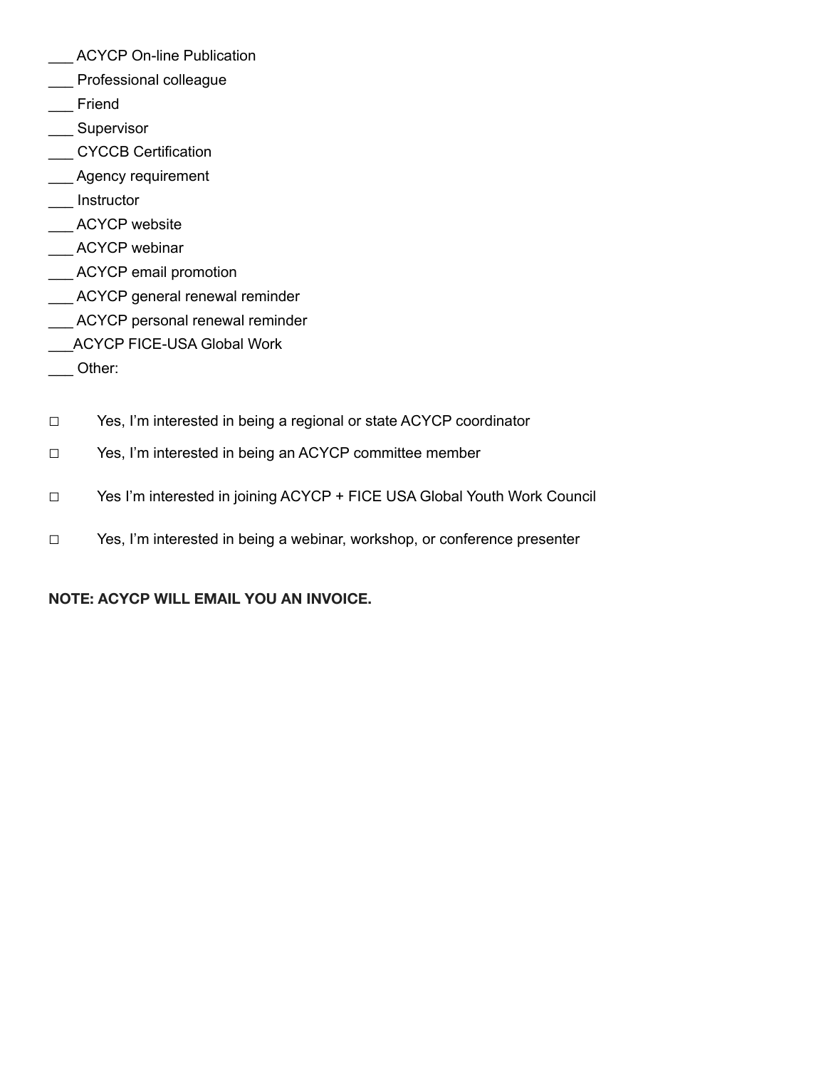___ ACYCP On-line Publication
___ Professional colleague
___ Friend
___ Supervisor
___ CYCCB Certification
___ Agency requirement
___ Instructor
___ ACYCP website
___ ACYCP webinar
___ ACYCP email promotion
___ ACYCP general renewal reminder
___ ACYCP personal renewal reminder
___ACYCP FICE-USA Global Work
___ Other:

□ Yes, I'm interested in being a regional or state ACYCP coordinator

□ Yes, I'm interested in being an ACYCP committee member

□ Yes I'm interested in joining ACYCP + FICE USA Global Youth Work Council

□ Yes, I'm interested in being a webinar, workshop, or conference presenter

**NOTE: ACYCP WILL EMAIL YOU AN INVOICE.**